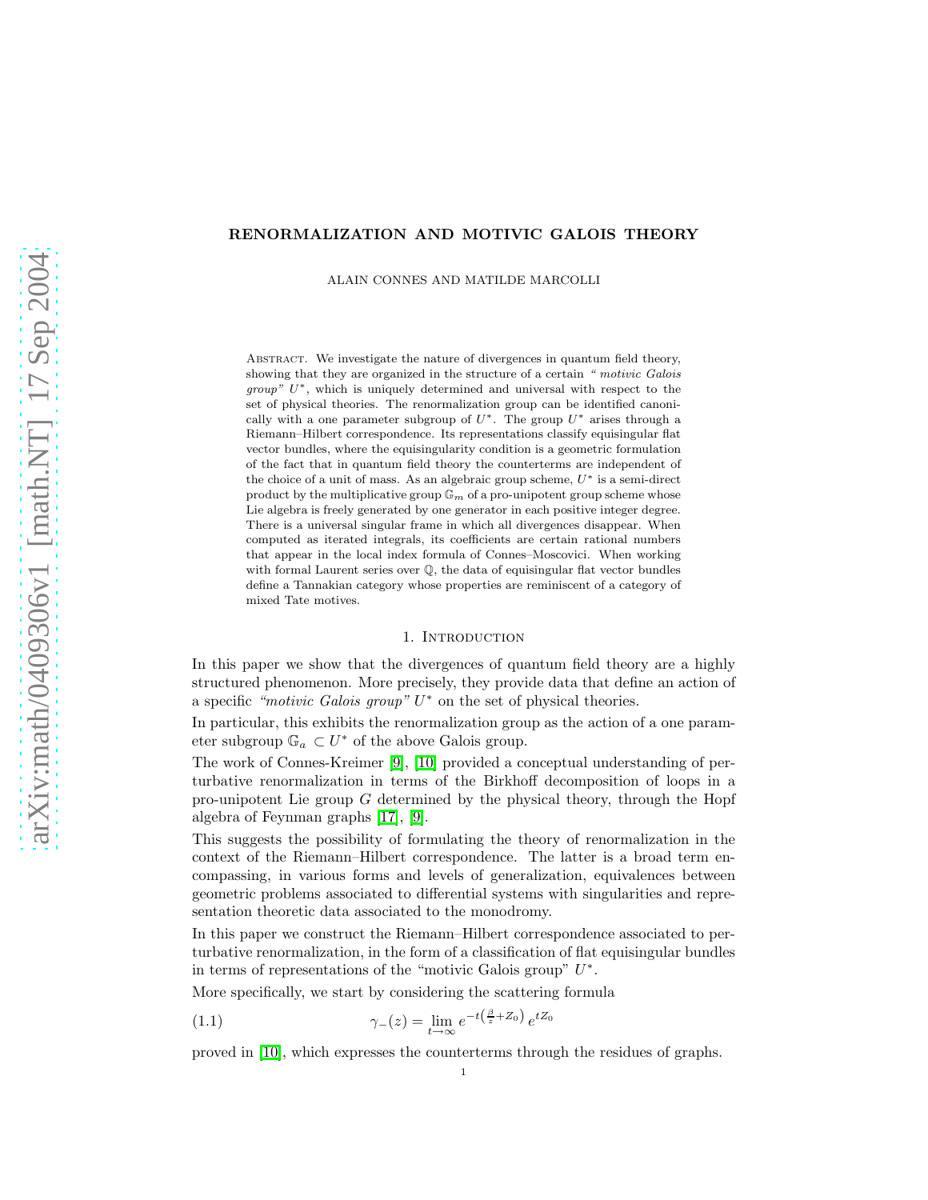# RENORMALIZATION AND MOTIVIC GALOIS THEORY

ALAIN CONNES AND MATILDE MARCOLLI

Abstract. We investigate the nature of divergences in quantum field theory, showing that they are organized in the structure of a certain *"motivic Galois group"* $U^*$, which is uniquely determined and universal with respect to the set of physical theories. The renormalization group can be identified canonically with a one parameter subgroup of $U^*$. The group $U^*$ arises through a Riemann–Hilbert correspondence. Its representations classify equisingular flat vector bundles, where the equisingularity condition is a geometric formulation of the fact that in quantum field theory the counterterms are independent of the choice of a unit of mass. As an algebraic group scheme, $U^*$ is a semi-direct product by the multiplicative group $\mathbb{G}_m$ of a pro-unipotent group scheme whose Lie algebra is freely generated by one generator in each positive integer degree. There is a universal singular frame in which all divergences disappear. When computed as iterated integrals, its coefficients are certain rational numbers that appear in the local index formula of Connes–Moscovici. When working with formal Laurent series over $\mathbb{Q}$, the data of equisingular flat vector bundles define a Tannakian category whose properties are reminiscent of a category of mixed Tate motives.

## 1. Introduction

In this paper we show that the divergences of quantum field theory are a highly structured phenomenon. More precisely, they provide data that define an action of a specific *"motivic Galois group"* $U^*$ on the set of physical theories.

In particular, this exhibits the renormalization group as the action of a one parameter subgroup $\mathbb{G}_a \subset U^*$ of the above Galois group.

The work of Connes-Kreimer [9], [10] provided a conceptual understanding of perturbative renormalization in terms of the Birkhoff decomposition of loops in a pro-unipotent Lie group $G$ determined by the physical theory, through the Hopf algebra of Feynman graphs [17], [9].

This suggests the possibility of formulating the theory of renormalization in the context of the Riemann–Hilbert correspondence. The latter is a broad term encompassing, in various forms and levels of generalization, equivalences between geometric problems associated to differential systems with singularities and representation theoretic data associated to the monodromy.

In this paper we construct the Riemann–Hilbert correspondence associated to perturbative renormalization, in the form of a classification of flat equisingular bundles in terms of representations of the "motivic Galois group" $U^*$.

More specifically, we start by considering the scattering formula

$$\gamma_-(z) = \lim_{t\to\infty} e^{-t\left(\frac{\beta}{z}+Z_0\right)}\, e^{tZ_0} \tag{1.1}$$

proved in [10], which expresses the counterterms through the residues of graphs.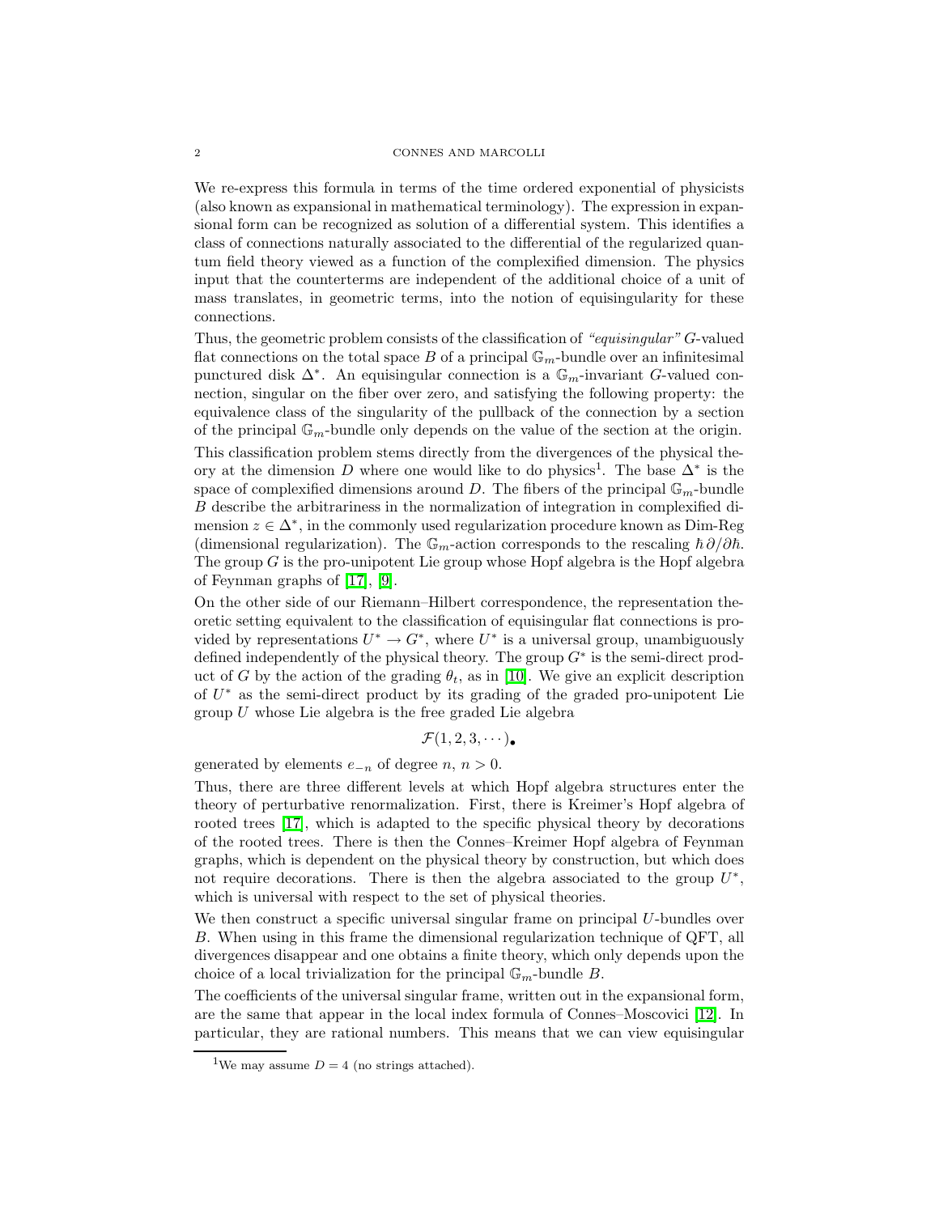We re-express this formula in terms of the time ordered exponential of physicists (also known as expansional in mathematical terminology). The expression in expansional form can be recognized as solution of a differential system. This identifies a class of connections naturally associated to the differential of the regularized quantum field theory viewed as a function of the complexified dimension. The physics input that the counterterms are independent of the additional choice of a unit of mass translates, in geometric terms, into the notion of equisingularity for these connections.

Thus, the geometric problem consists of the classification of *"equisingular" G*-valued flat connections on the total space $B$ of a principal $\mathbb{G}_m$-bundle over an infinitesimal punctured disk $\Delta^*$. An equisingular connection is a $\mathbb{G}_m$-invariant $G$-valued connection, singular on the fiber over zero, and satisfying the following property: the equivalence class of the singularity of the pullback of the connection by a section of the principal $\mathbb{G}_m$-bundle only depends on the value of the section at the origin.

This classification problem stems directly from the divergences of the physical theory at the dimension $D$ where one would like to do physics[1]. The base $\Delta^*$ is the space of complexified dimensions around $D$. The fibers of the principal $\mathbb{G}_m$-bundle $B$ describe the arbitrariness in the normalization of integration in complexified dimension $z \in \Delta^*$, in the commonly used regularization procedure known as Dim-Reg (dimensional regularization). The $\mathbb{G}_m$-action corresponds to the rescaling $\hbar\,\partial/\partial\hbar$. The group $G$ is the pro-unipotent Lie group whose Hopf algebra is the Hopf algebra of Feynman graphs of [17], [9].

On the other side of our Riemann–Hilbert correspondence, the representation theoretic setting equivalent to the classification of equisingular flat connections is provided by representations $U^* \to G^*$, where $U^*$ is a universal group, unambiguously defined independently of the physical theory. The group $G^*$ is the semi-direct product of $G$ by the action of the grading $\theta_t$, as in [10]. We give an explicit description of $U^*$ as the semi-direct product by its grading of the graded pro-unipotent Lie group $U$ whose Lie algebra is the free graded Lie algebra

$$\mathcal{F}(1,2,3,\cdots)_{\bullet}$$

generated by elements $e_{-n}$ of degree $n$, $n > 0$.

Thus, there are three different levels at which Hopf algebra structures enter the theory of perturbative renormalization. First, there is Kreimer's Hopf algebra of rooted trees [17], which is adapted to the specific physical theory by decorations of the rooted trees. There is then the Connes–Kreimer Hopf algebra of Feynman graphs, which is dependent on the physical theory by construction, but which does not require decorations. There is then the algebra associated to the group $U^*$, which is universal with respect to the set of physical theories.

We then construct a specific universal singular frame on principal $U$-bundles over $B$. When using in this frame the dimensional regularization technique of QFT, all divergences disappear and one obtains a finite theory, which only depends upon the choice of a local trivialization for the principal $\mathbb{G}_m$-bundle $B$.

The coefficients of the universal singular frame, written out in the expansional form, are the same that appear in the local index formula of Connes–Moscovici [12]. In particular, they are rational numbers. This means that we can view equisingular

[1] We may assume $D = 4$ (no strings attached).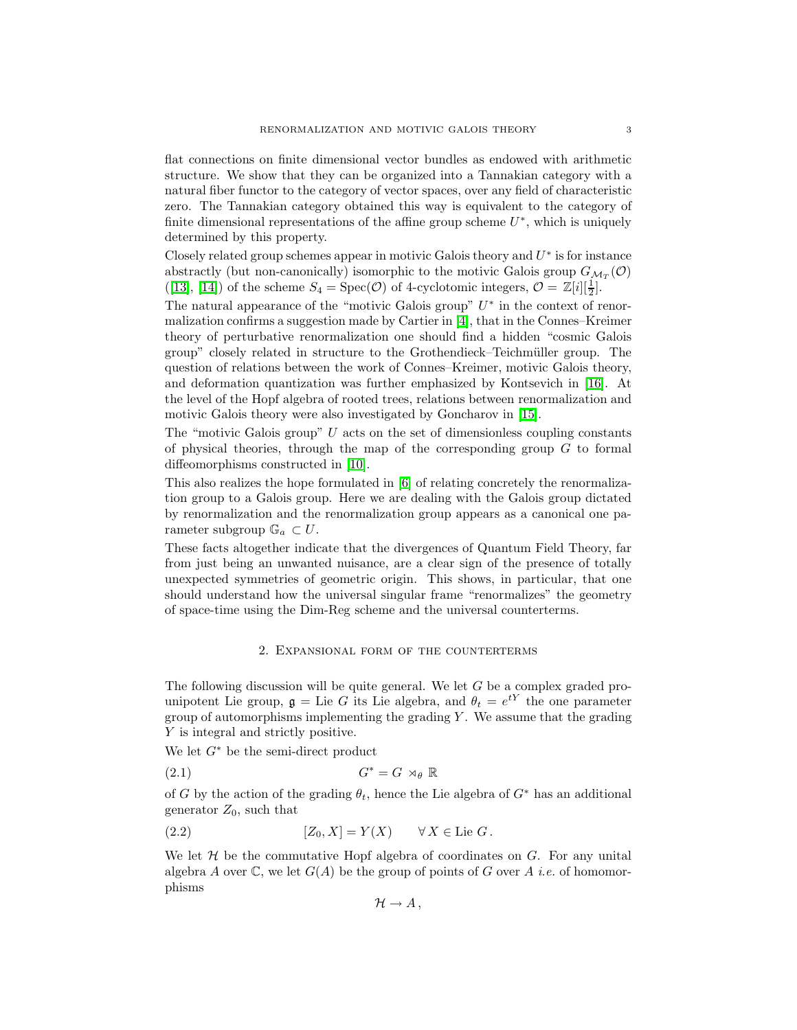flat connections on finite dimensional vector bundles as endowed with arithmetic structure. We show that they can be organized into a Tannakian category with a natural fiber functor to the category of vector spaces, over any field of characteristic zero. The Tannakian category obtained this way is equivalent to the category of finite dimensional representations of the affine group scheme $U^*$, which is uniquely determined by this property.

Closely related group schemes appear in motivic Galois theory and $U^*$ is for instance abstractly (but non-canonically) isomorphic to the motivic Galois group $G_{\mathcal{M}_T}(\mathcal{O})$ ([13], [14]) of the scheme $S_4 = \mathrm{Spec}(\mathcal{O})$ of 4-cyclotomic integers, $\mathcal{O} = \mathbb{Z}[i][\frac{1}{2}]$.

The natural appearance of the "motivic Galois group" $U^*$ in the context of renormalization confirms a suggestion made by Cartier in [4], that in the Connes–Kreimer theory of perturbative renormalization one should find a hidden "cosmic Galois group" closely related in structure to the Grothendieck–Teichmüller group. The question of relations between the work of Connes–Kreimer, motivic Galois theory, and deformation quantization was further emphasized by Kontsevich in [16]. At the level of the Hopf algebra of rooted trees, relations between renormalization and motivic Galois theory were also investigated by Goncharov in [15].

The "motivic Galois group" $U$ acts on the set of dimensionless coupling constants of physical theories, through the map of the corresponding group $G$ to formal diffeomorphisms constructed in [10].

This also realizes the hope formulated in [6] of relating concretely the renormalization group to a Galois group. Here we are dealing with the Galois group dictated by renormalization and the renormalization group appears as a canonical one parameter subgroup $\mathbb{G}_a \subset U$.

These facts altogether indicate that the divergences of Quantum Field Theory, far from just being an unwanted nuisance, are a clear sign of the presence of totally unexpected symmetries of geometric origin. This shows, in particular, that one should understand how the universal singular frame "renormalizes" the geometry of space-time using the Dim-Reg scheme and the universal counterterms.

## 2. Expansional form of the counterterms

The following discussion will be quite general. We let $G$ be a complex graded pro-unipotent Lie group, $\mathfrak{g} = \mathrm{Lie}\, G$ its Lie algebra, and $\theta_t = e^{tY}$ the one parameter group of automorphisms implementing the grading $Y$. We assume that the grading $Y$ is integral and strictly positive.

We let $G^*$ be the semi-direct product

$$G^* = G \rtimes_\theta \mathbb{R} \tag{2.1}$$

of $G$ by the action of the grading $\theta_t$, hence the Lie algebra of $G^*$ has an additional generator $Z_0$, such that

$$[Z_0, X] = Y(X) \qquad \forall\, X \in \mathrm{Lie}\, G\,. \tag{2.2}$$

We let $\mathcal{H}$ be the commutative Hopf algebra of coordinates on $G$. For any unital algebra $A$ over $\mathbb{C}$, we let $G(A)$ be the group of points of $G$ over $A$ *i.e.* of homomorphisms

$$\mathcal{H} \to A\,,$$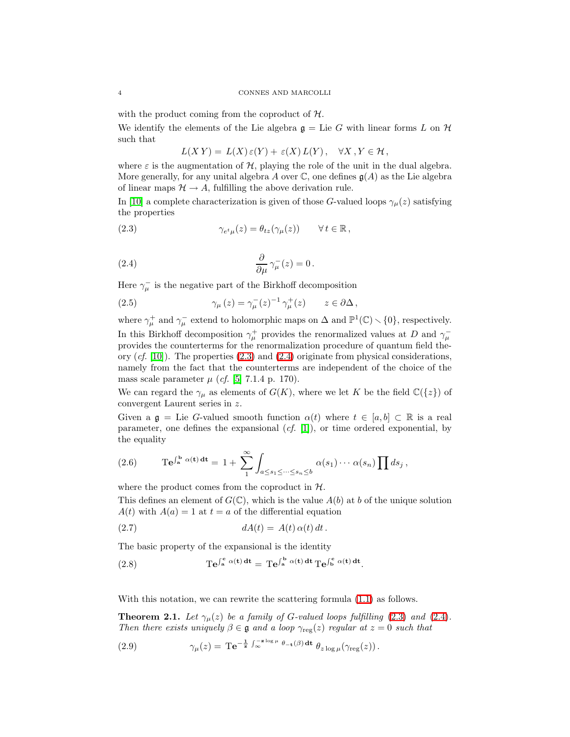with the product coming from the coproduct of $\mathcal{H}$.

We identify the elements of the Lie algebra $\mathfrak{g} = \text{Lie}\, G$ with linear forms $L$ on $\mathcal{H}$ such that

$$L(X\,Y) = \, L(X)\,\varepsilon(Y) + \,\varepsilon(X)\,L(Y)\,, \quad \forall X\,, Y \in \mathcal{H}\,,$$

where $\varepsilon$ is the augmentation of $\mathcal{H}$, playing the role of the unit in the dual algebra. More generally, for any unital algebra $A$ over $\mathbb{C}$, one defines $\mathfrak{g}(A)$ as the Lie algebra of linear maps $\mathcal{H} \to A$, fulfilling the above derivation rule.

In [10] a complete characterization is given of those $G$-valued loops $\gamma_\mu(z)$ satisfying the properties

$$\gamma_{e^t\mu}(z) = \theta_{tz}(\gamma_\mu(z)) \qquad \forall\, t \in \mathbb{R}\,, \tag{2.3}$$

$$\frac{\partial}{\partial \mu}\,\gamma^-_\mu(z) = 0\,. \tag{2.4}$$

Here $\gamma^-_\mu$ is the negative part of the Birkhoff decomposition

$$\gamma_\mu\,(z) = \gamma^-_\mu(z)^{-1}\,\gamma^+_\mu(z) \qquad z \in \partial\Delta\,, \tag{2.5}$$

where $\gamma^+_\mu$ and $\gamma^-_\mu$ extend to holomorphic maps on $\Delta$ and $\mathbb{P}^1(\mathbb{C}) \smallsetminus \{0\}$, respectively. In this Birkhoff decomposition $\gamma^+_\mu$ provides the renormalized values at $D$ and $\gamma^-_\mu$ provides the counterterms for the renormalization procedure of quantum field theory (*cf.* [10]). The properties (2.3) and (2.4) originate from physical considerations, namely from the fact that the counterterms are independent of the choice of the mass scale parameter $\mu$ (*cf.* [5] 7.1.4 p. 170).

We can regard the $\gamma_\mu$ as elements of $G(K)$, where we let $K$ be the field $\mathbb{C}(\{z\})$ of convergent Laurent series in $z$.

Given a $\mathfrak{g} = \text{Lie}\, G$-valued smooth function $\alpha(t)$ where $t \in [a, b] \subset \mathbb{R}$ is a real parameter, one defines the expansional (*cf.* [1]), or time ordered exponential, by the equality

$$\mathbf{T}e^{\int_a^b \alpha(t)\,dt} = \, 1 + \sum_1^\infty \int_{a \leq s_1 \leq \cdots \leq s_n \leq b} \alpha(s_1) \cdots \alpha(s_n) \prod ds_j\,, \tag{2.6}$$

where the product comes from the coproduct in $\mathcal{H}$.

This defines an element of $G(\mathbb{C})$, which is the value $A(b)$ at $b$ of the unique solution $A(t)$ with $A(a) = 1$ at $t = a$ of the differential equation

$$dA(t) = \, A(t)\,\alpha(t)\,dt\,. \tag{2.7}$$

The basic property of the expansional is the identity

$$\mathbf{T}e^{\int_a^c \alpha(t)\,dt} = \, \mathbf{T}e^{\int_a^b \alpha(t)\,dt}\,\mathbf{T}e^{\int_b^c \alpha(t)\,dt}. \tag{2.8}$$

With this notation, we can rewrite the scattering formula (1.1) as follows.

**Theorem 2.1.** *Let $\gamma_\mu(z)$ be a family of $G$-valued loops fulfilling (2.3) and (2.4). Then there exists uniquely $\beta \in \mathfrak{g}$ and a loop $\gamma_{\text{reg}}(z)$ regular at $z = 0$ such that*

$$\gamma_\mu(z) = \, \mathbf{T}e^{-\frac{1}{z}\int_\infty^{-z\log\mu} \theta_{-t}(\beta)\,dt}\;\theta_{z\log\mu}(\gamma_{\text{reg}}(z))\,. \tag{2.9}$$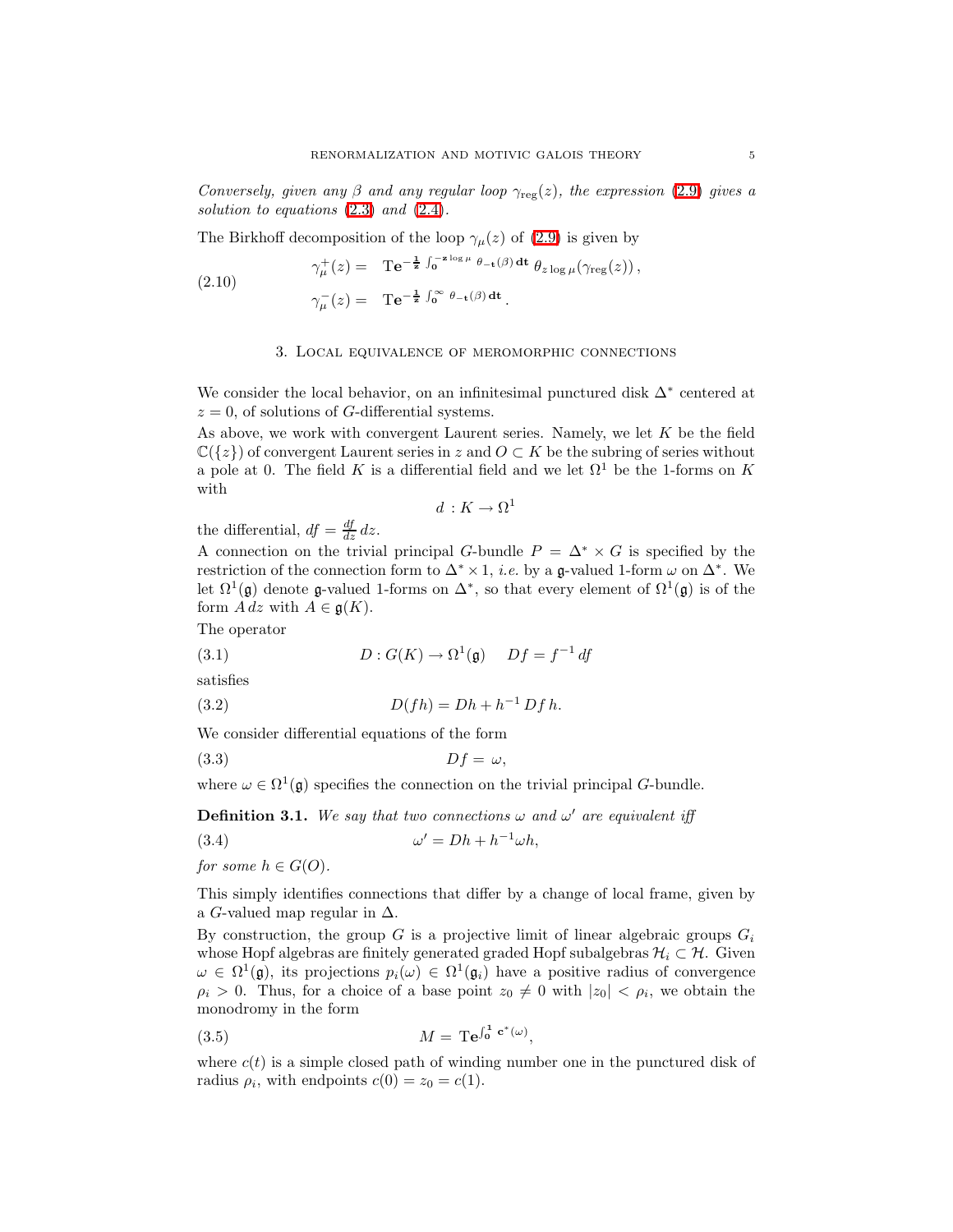*Conversely, given any $\beta$ and any regular loop $\gamma_{\rm reg}(z)$, the expression (2.9) gives a solution to equations (2.3) and (2.4).*

The Birkhoff decomposition of the loop $\gamma_\mu(z)$ of (2.9) is given by

$$
\begin{aligned}
\gamma_\mu^+(z) &= \ \mathrm{T}e^{-\frac{1}{z}\int_0^{-z\log\mu}\theta_{-t}(\beta)\,dt}\,\theta_{z\log\mu}(\gamma_{\rm reg}(z))\,, \\
\gamma_\mu^-(z) &= \ \mathrm{T}e^{-\frac{1}{z}\int_0^{\infty}\theta_{-t}(\beta)\,dt}\,.
\end{aligned}
\tag{2.10}
$$

## 3. Local equivalence of meromorphic connections

We consider the local behavior, on an infinitesimal punctured disk $\Delta^*$ centered at $z = 0$, of solutions of $G$-differential systems.

As above, we work with convergent Laurent series. Namely, we let $K$ be the field $\mathbb{C}(\{z\})$ of convergent Laurent series in $z$ and $O \subset K$ be the subring of series without a pole at 0. The field $K$ is a differential field and we let $\Omega^1$ be the 1-forms on $K$ with

$$
d : K \to \Omega^1
$$

the differential, $df = \frac{df}{dz}\,dz$.

A connection on the trivial principal $G$-bundle $P = \Delta^* \times G$ is specified by the restriction of the connection form to $\Delta^* \times 1$, *i.e.* by a $\mathfrak{g}$-valued 1-form $\omega$ on $\Delta^*$. We let $\Omega^1(\mathfrak{g})$ denote $\mathfrak{g}$-valued 1-forms on $\Delta^*$, so that every element of $\Omega^1(\mathfrak{g})$ is of the form $A\,dz$ with $A \in \mathfrak{g}(K)$.

The operator

$$
D : G(K) \to \Omega^1(\mathfrak{g}) \qquad Df = f^{-1}\,df \tag{3.1}
$$

satisfies

$$
D(fh) = Dh + h^{-1}\,Df\,h. \tag{3.2}
$$

We consider differential equations of the form

$$
Df = \omega, \tag{3.3}
$$

where $\omega \in \Omega^1(\mathfrak{g})$ specifies the connection on the trivial principal $G$-bundle.

**Definition 3.1.** *We say that two connections $\omega$ and $\omega'$ are equivalent iff*

$$
\omega' = Dh + h^{-1}\omega h, \tag{3.4}
$$

*for some $h \in G(O)$.*

This simply identifies connections that differ by a change of local frame, given by a $G$-valued map regular in $\Delta$.

By construction, the group $G$ is a projective limit of linear algebraic groups $G_i$ whose Hopf algebras are finitely generated graded Hopf subalgebras $\mathcal{H}_i \subset \mathcal{H}$. Given $\omega \in \Omega^1(\mathfrak{g})$, its projections $p_i(\omega) \in \Omega^1(\mathfrak{g}_i)$ have a positive radius of convergence $\rho_i > 0$. Thus, for a choice of a base point $z_0 \neq 0$ with $|z_0| < \rho_i$, we obtain the monodromy in the form

$$
M = \ \mathrm{T}e^{\int_0^1 c^*(\omega)}, \tag{3.5}
$$

where $c(t)$ is a simple closed path of winding number one in the punctured disk of radius $\rho_i$, with endpoints $c(0) = z_0 = c(1)$.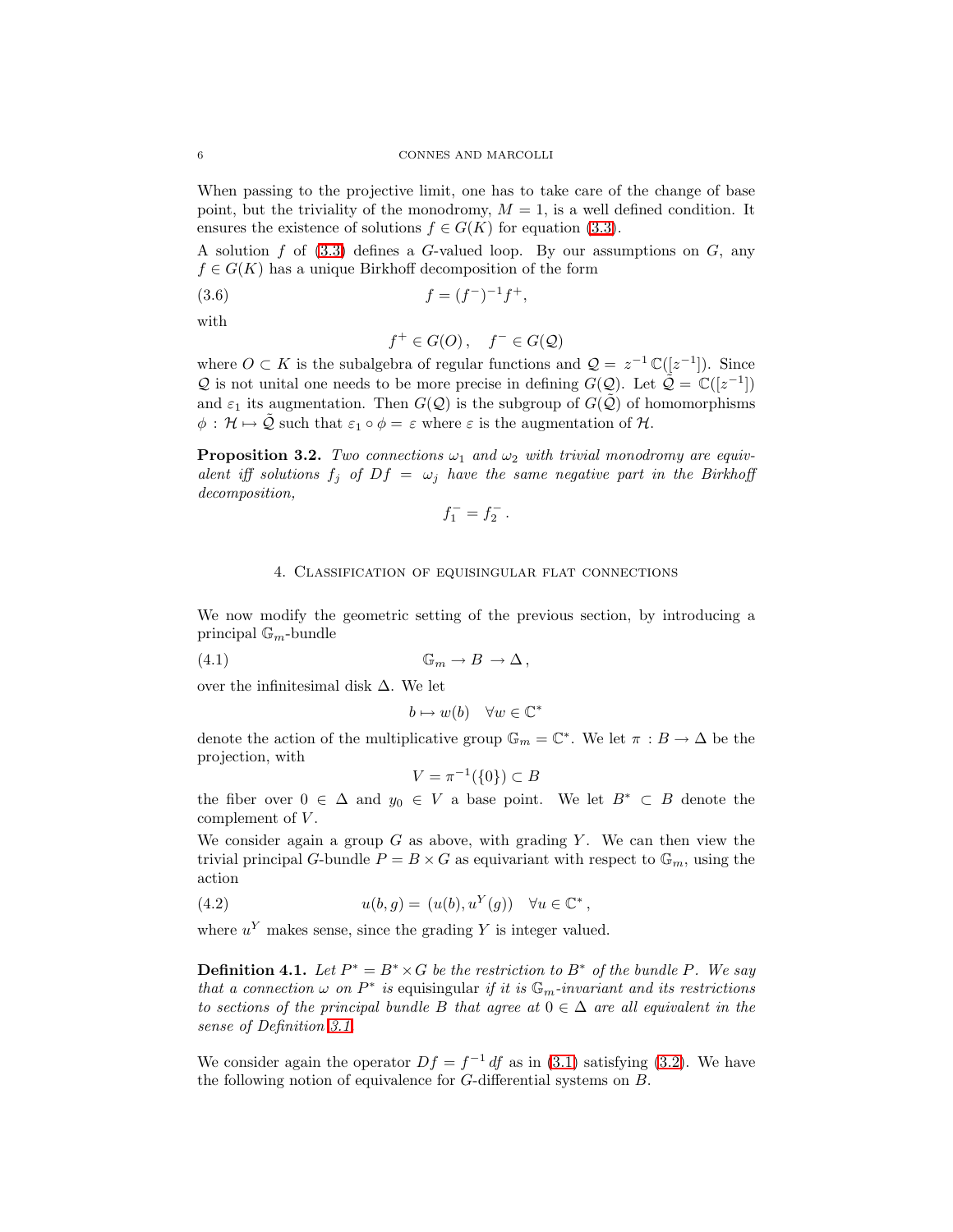When passing to the projective limit, one has to take care of the change of base point, but the triviality of the monodromy, $M = 1$, is a well defined condition. It ensures the existence of solutions $f \in G(K)$ for equation (3.3).

A solution $f$ of (3.3) defines a $G$-valued loop. By our assumptions on $G$, any $f \in G(K)$ has a unique Birkhoff decomposition of the form

$$f = (f^-)^{-1} f^+, \tag{3.6}$$

with

$$f^+ \in G(O)\,, \quad f^- \in G(\mathcal{Q})$$

where $O \subset K$ is the subalgebra of regular functions and $\mathcal{Q} = z^{-1}\,\mathbb{C}([z^{-1}])$. Since $\mathcal{Q}$ is not unital one needs to be more precise in defining $G(\mathcal{Q})$. Let $\tilde{\mathcal{Q}} = \mathbb{C}([z^{-1}])$ and $\varepsilon_1$ its augmentation. Then $G(\mathcal{Q})$ is the subgroup of $G(\tilde{\mathcal{Q}})$ of homomorphisms $\phi : \mathcal{H} \mapsto \tilde{\mathcal{Q}}$ such that $\varepsilon_1 \circ \phi = \varepsilon$ where $\varepsilon$ is the augmentation of $\mathcal{H}$.

**Proposition 3.2.** *Two connections $\omega_1$ and $\omega_2$ with trivial monodromy are equivalent iff solutions $f_j$ of $Df = \omega_j$ have the same negative part in the Birkhoff decomposition,*

$$f_1^- = f_2^-\,.$$

## 4. Classification of equisingular flat connections

We now modify the geometric setting of the previous section, by introducing a principal $\mathbb{G}_m$-bundle

$$\mathbb{G}_m \to B \to \Delta\,, \tag{4.1}$$

over the infinitesimal disk $\Delta$. We let

$$b \mapsto w(b) \quad \forall w \in \mathbb{C}^*$$

denote the action of the multiplicative group $\mathbb{G}_m = \mathbb{C}^*$. We let $\pi : B \to \Delta$ be the projection, with

$$V = \pi^{-1}(\{0\}) \subset B$$

the fiber over $0 \in \Delta$ and $y_0 \in V$ a base point. We let $B^* \subset B$ denote the complement of $V$.

We consider again a group $G$ as above, with grading $Y$. We can then view the trivial principal $G$-bundle $P = B \times G$ as equivariant with respect to $\mathbb{G}_m$, using the action

$$u(b, g) = (u(b), u^Y(g)) \quad \forall u \in \mathbb{C}^*\,, \tag{4.2}$$

where $u^Y$ makes sense, since the grading $Y$ is integer valued.

**Definition 4.1.** *Let $P^* = B^* \times G$ be the restriction to $B^*$ of the bundle $P$. We say that a connection $\omega$ on $P^*$ is* equisingular *if it is $\mathbb{G}_m$-invariant and its restrictions to sections of the principal bundle $B$ that agree at $0 \in \Delta$ are all equivalent in the sense of Definition 3.1.*

We consider again the operator $Df = f^{-1}\,df$ as in (3.1) satisfying (3.2). We have the following notion of equivalence for $G$-differential systems on $B$.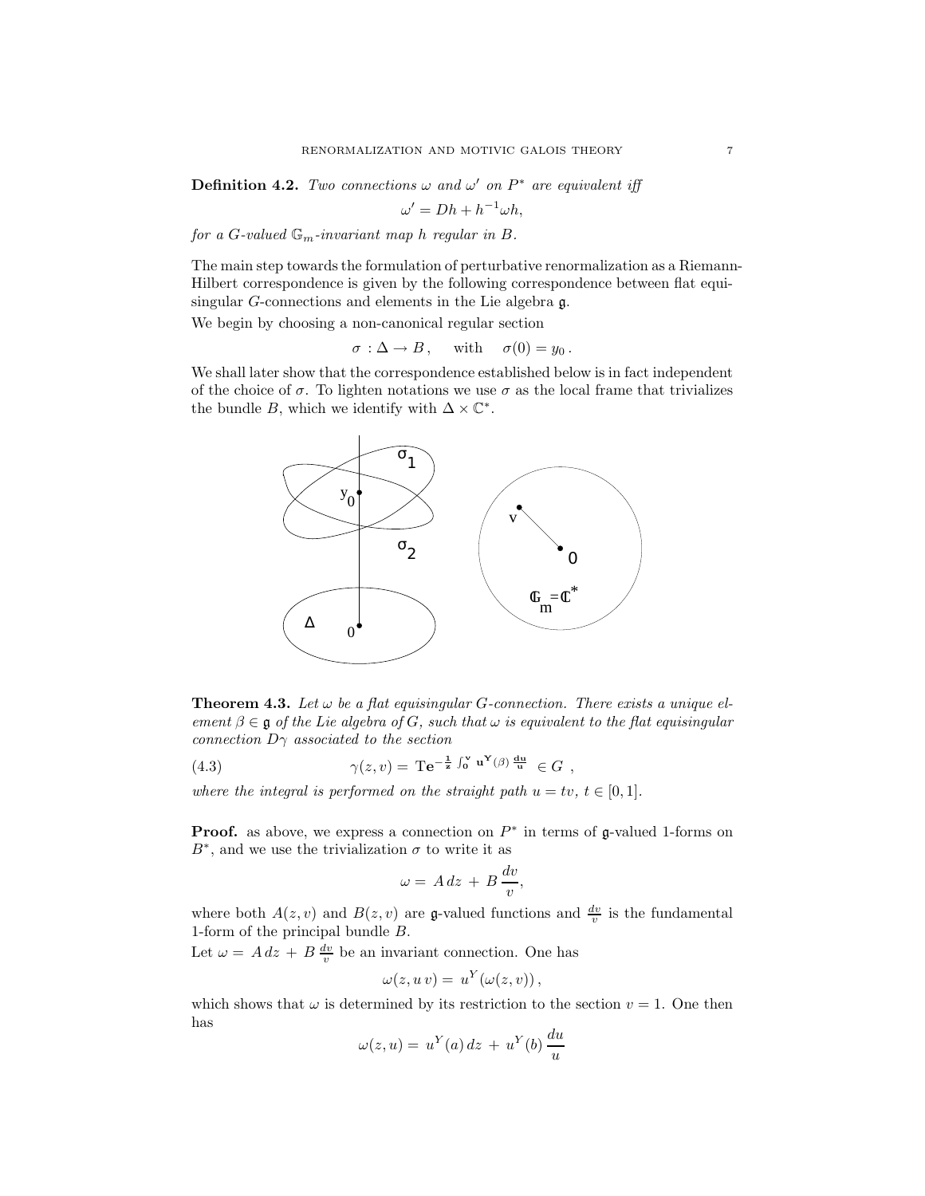**Definition 4.2.** *Two connections $\omega$ and $\omega'$ on $P^*$ are equivalent iff*

$$\omega' = Dh + h^{-1}\omega h,$$

*for a $G$-valued $\mathbb{G}_m$-invariant map $h$ regular in $B$.*

The main step towards the formulation of perturbative renormalization as a Riemann-Hilbert correspondence is given by the following correspondence between flat equisingular $G$-connections and elements in the Lie algebra $\mathfrak{g}$.

We begin by choosing a non-canonical regular section

$$\sigma : \Delta \to B, \quad \text{with} \quad \sigma(0) = y_0 .$$

We shall later show that the correspondence established below is in fact independent of the choice of $\sigma$. To lighten notations we use $\sigma$ as the local frame that trivializes the bundle $B$, which we identify with $\Delta \times \mathbb{C}^*$.

**Theorem 4.3.** *Let $\omega$ be a flat equisingular $G$-connection. There exists a unique element $\beta \in \mathfrak{g}$ of the Lie algebra of $G$, such that $\omega$ is equivalent to the flat equisingular connection $D\gamma$ associated to the section*

$$\gamma(z, v) = \mathbf{T}e^{-\frac{1}{z}\int_0^v u^Y(\beta)\,\frac{du}{u}} \in G \ , \tag{4.3}$$

*where the integral is performed on the straight path $u = tv$, $t \in [0, 1]$.*

**Proof.** as above, we express a connection on $P^*$ in terms of $\mathfrak{g}$-valued 1-forms on $B^*$, and we use the trivialization $\sigma$ to write it as

$$\omega = A\,dz + B\,\frac{dv}{v},$$

where both $A(z, v)$ and $B(z, v)$ are $\mathfrak{g}$-valued functions and $\frac{dv}{v}$ is the fundamental 1-form of the principal bundle $B$.

Let $\omega = A\,dz + B\,\frac{dv}{v}$ be an invariant connection. One has

$$\omega(z, u\,v) = u^Y(\omega(z, v)),$$

which shows that $\omega$ is determined by its restriction to the section $v = 1$. One then has

$$\omega(z, u) = u^Y(a)\,dz + u^Y(b)\,\frac{du}{u}$$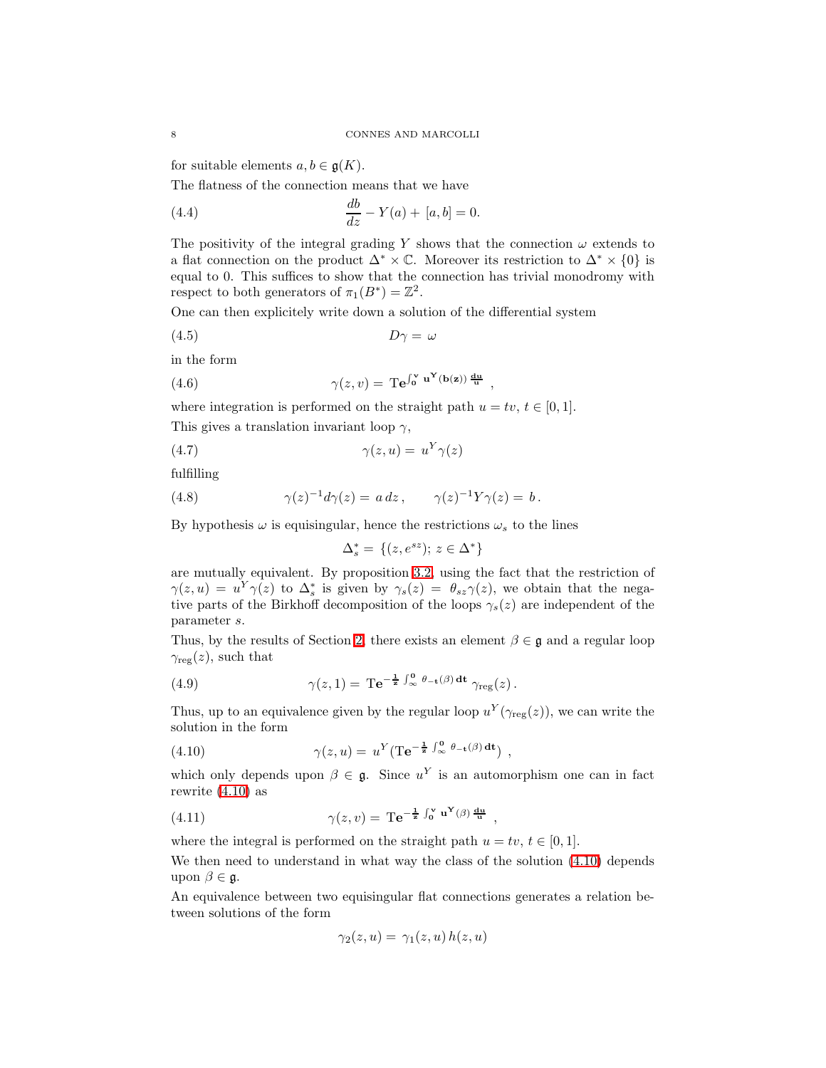for suitable elements $a, b \in \mathfrak{g}(K)$.

The flatness of the connection means that we have

$$\frac{db}{dz} - Y(a) + [a, b] = 0. \tag{4.4}$$

The positivity of the integral grading $Y$ shows that the connection $\omega$ extends to a flat connection on the product $\Delta^* \times \mathbb{C}$. Moreover its restriction to $\Delta^* \times \{0\}$ is equal to 0. This suffices to show that the connection has trivial monodromy with respect to both generators of $\pi_1(B^*) = \mathbb{Z}^2$.

One can then explicitely write down a solution of the differential system

$$D\gamma = \omega \tag{4.5}$$

in the form

$$\gamma(z, v) = \mathbf{T}e^{\int_0^v u^Y(b(z))\frac{du}{u}}, \tag{4.6}$$

where integration is performed on the straight path $u = tv$, $t \in [0, 1]$.

This gives a translation invariant loop $\gamma$,

$$\gamma(z, u) = u^Y \gamma(z) \tag{4.7}$$

fulfilling

$$\gamma(z)^{-1} d\gamma(z) = a\, dz\,, \qquad \gamma(z)^{-1} Y \gamma(z) = b\,. \tag{4.8}$$

By hypothesis $\omega$ is equisingular, hence the restrictions $\omega_s$ to the lines

$$\Delta_s^* = \{(z, e^{sz});\ z \in \Delta^*\}$$

are mutually equivalent. By proposition 3.2, using the fact that the restriction of $\gamma(z, u) = u^Y \gamma(z)$ to $\Delta_s^*$ is given by $\gamma_s(z) = \theta_{sz}\gamma(z)$, we obtain that the negative parts of the Birkhoff decomposition of the loops $\gamma_s(z)$ are independent of the parameter $s$.

Thus, by the results of Section 2, there exists an element $\beta \in \mathfrak{g}$ and a regular loop $\gamma_{\rm reg}(z)$, such that

$$\gamma(z, 1) = \mathbf{T}e^{-\frac{1}{z}\int_\infty^0 \theta_{-t}(\beta)\, dt}\, \gamma_{\rm reg}(z)\,. \tag{4.9}$$

Thus, up to an equivalence given by the regular loop $u^Y(\gamma_{\rm reg}(z))$, we can write the solution in the form

$$\gamma(z, u) = u^Y(\mathbf{T}e^{-\frac{1}{z}\int_\infty^0 \theta_{-t}(\beta)\, dt})\,, \tag{4.10}$$

which only depends upon $\beta \in \mathfrak{g}$. Since $u^Y$ is an automorphism one can in fact rewrite (4.10) as

$$\gamma(z, v) = \mathbf{T}e^{-\frac{1}{z}\int_0^v u^Y(\beta)\frac{du}{u}}, \tag{4.11}$$

where the integral is performed on the straight path $u = tv$, $t \in [0, 1]$.

We then need to understand in what way the class of the solution (4.10) depends upon $\beta \in \mathfrak{g}$.

An equivalence between two equisingular flat connections generates a relation between solutions of the form

$$\gamma_2(z, u) = \gamma_1(z, u)\, h(z, u)$$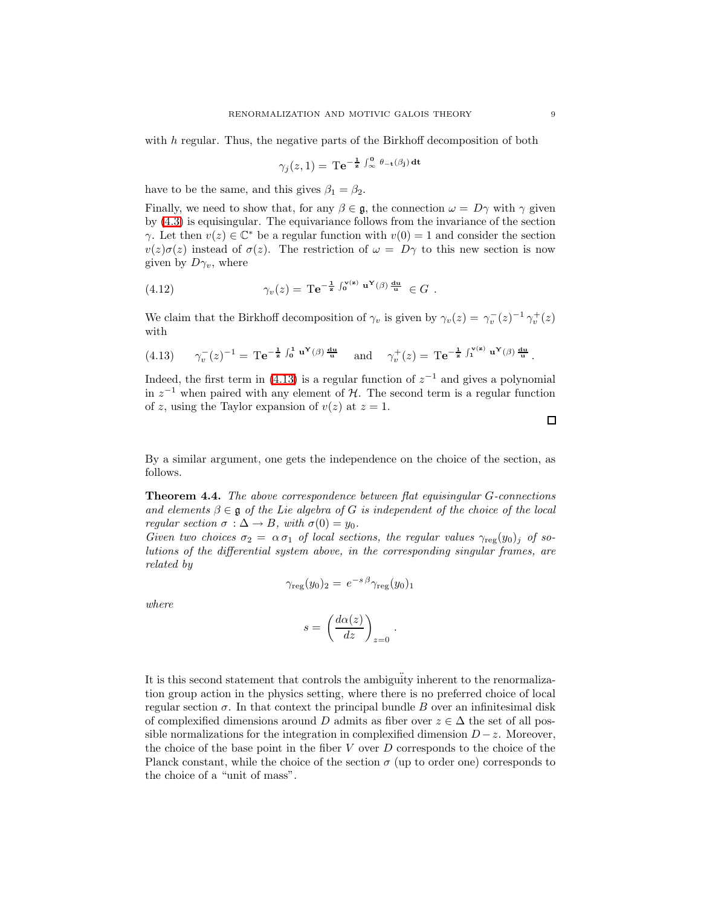with $h$ regular. Thus, the negative parts of the Birkhoff decomposition of both

$$\gamma_j(z,1) = \mathrm{T} e^{-\frac{1}{z}\int_\infty^0 \theta_{-t}(\beta_j)\,dt}$$

have to be the same, and this gives $\beta_1 = \beta_2$.

Finally, we need to show that, for any $\beta \in \mathfrak{g}$, the connection $\omega = D\gamma$ with $\gamma$ given by (4.3) is equisingular. The equivariance follows from the invariance of the section $\gamma$. Let then $v(z) \in \mathbb{C}^*$ be a regular function with $v(0) = 1$ and consider the section $v(z)\sigma(z)$ instead of $\sigma(z)$. The restriction of $\omega = D\gamma$ to this new section is now given by $D\gamma_v$, where

$$\gamma_v(z) = \mathrm{T} e^{-\frac{1}{z}\int_0^{v(z)} u^Y(\beta)\frac{du}{u}} \in G\ . \tag{4.12}$$

We claim that the Birkhoff decomposition of $\gamma_v$ is given by $\gamma_v(z) = \gamma_v^-(z)^{-1}\gamma_v^+(z)$ with

$$\gamma_v^-(z)^{-1} = \mathrm{T} e^{-\frac{1}{z}\int_0^1 u^Y(\beta)\frac{du}{u}} \quad \text{and} \quad \gamma_v^+(z) = \mathrm{T} e^{-\frac{1}{z}\int_1^{v(z)} u^Y(\beta)\frac{du}{u}}. \tag{4.13}$$

Indeed, the first term in (4.13) is a regular function of $z^{-1}$ and gives a polynomial in $z^{-1}$ when paired with any element of $\mathcal{H}$. The second term is a regular function of $z$, using the Taylor expansion of $v(z)$ at $z = 1$.

□

By a similar argument, one gets the independence on the choice of the section, as follows.

**Theorem 4.4.** *The above correspondence between flat equisingular $G$-connections and elements $\beta \in \mathfrak{g}$ of the Lie algebra of $G$ is independent of the choice of the local regular section $\sigma : \Delta \to B$, with $\sigma(0) = y_0$.*
*Given two choices $\sigma_2 = \alpha\,\sigma_1$ of local sections, the regular values $\gamma_{\mathrm{reg}}(y_0)_j$ of solutions of the differential system above, in the corresponding singular frames, are related by*

$$\gamma_{\mathrm{reg}}(y_0)_2 = e^{-s\,\beta}\gamma_{\mathrm{reg}}(y_0)_1$$

*where*

$$s = \left(\frac{d\alpha(z)}{dz}\right)_{z=0}.$$

It is this second statement that controls the ambiguity inherent to the renormalization group action in the physics setting, where there is no preferred choice of local regular section $\sigma$. In that context the principal bundle $B$ over an infinitesimal disk of complexified dimensions around $D$ admits as fiber over $z \in \Delta$ the set of all possible normalizations for the integration in complexified dimension $D - z$. Moreover, the choice of the base point in the fiber $V$ over $D$ corresponds to the choice of the Planck constant, while the choice of the section $\sigma$ (up to order one) corresponds to the choice of a "unit of mass".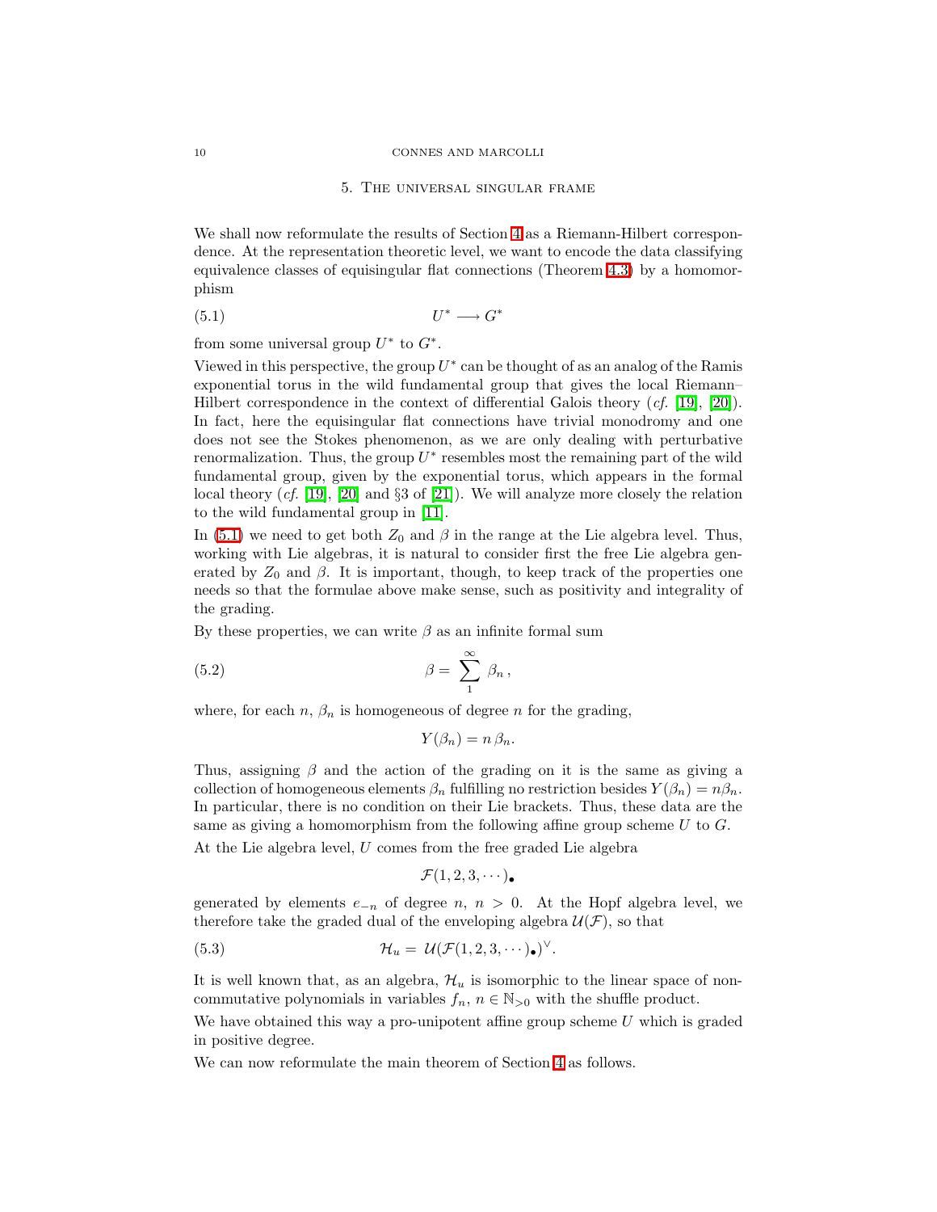## 5. The universal singular frame

We shall now reformulate the results of Section 4 as a Riemann-Hilbert correspondence. At the representation theoretic level, we want to encode the data classifying equivalence classes of equisingular flat connections (Theorem 4.3) by a homomorphism

$$U^* \longrightarrow G^* \tag{5.1}$$

from some universal group $U^*$ to $G^*$.

Viewed in this perspective, the group $U^*$ can be thought of as an analog of the Ramis exponential torus in the wild fundamental group that gives the local Riemann–Hilbert correspondence in the context of differential Galois theory (*cf.* [19], [20]). In fact, here the equisingular flat connections have trivial monodromy and one does not see the Stokes phenomenon, as we are only dealing with perturbative renormalization. Thus, the group $U^*$ resembles most the remaining part of the wild fundamental group, given by the exponential torus, which appears in the formal local theory (*cf.* [19], [20] and §3 of [21]). We will analyze more closely the relation to the wild fundamental group in [11].

In (5.1) we need to get both $Z_0$ and $\beta$ in the range at the Lie algebra level. Thus, working with Lie algebras, it is natural to consider first the free Lie algebra generated by $Z_0$ and $\beta$. It is important, though, to keep track of the properties one needs so that the formulae above make sense, such as positivity and integrality of the grading.

By these properties, we can write $\beta$ as an infinite formal sum

$$\beta = \sum_1^\infty \beta_n \,, \tag{5.2}$$

where, for each $n$, $\beta_n$ is homogeneous of degree $n$ for the grading,

$$Y(\beta_n) = n\,\beta_n.$$

Thus, assigning $\beta$ and the action of the grading on it is the same as giving a collection of homogeneous elements $\beta_n$ fulfilling no restriction besides $Y(\beta_n) = n\beta_n$. In particular, there is no condition on their Lie brackets. Thus, these data are the same as giving a homomorphism from the following affine group scheme $U$ to $G$.

At the Lie algebra level, $U$ comes from the free graded Lie algebra

$$\mathcal{F}(1, 2, 3, \cdots)_\bullet$$

generated by elements $e_{-n}$ of degree $n$, $n > 0$. At the Hopf algebra level, we therefore take the graded dual of the enveloping algebra $\mathcal{U}(\mathcal{F})$, so that

$$\mathcal{H}_u = \mathcal{U}(\mathcal{F}(1, 2, 3, \cdots)_\bullet)^\vee. \tag{5.3}$$

It is well known that, as an algebra, $\mathcal{H}_u$ is isomorphic to the linear space of noncommutative polynomials in variables $f_n$, $n \in \mathbb{N}_{>0}$ with the shuffle product.

We have obtained this way a pro-unipotent affine group scheme $U$ which is graded in positive degree.

We can now reformulate the main theorem of Section 4 as follows.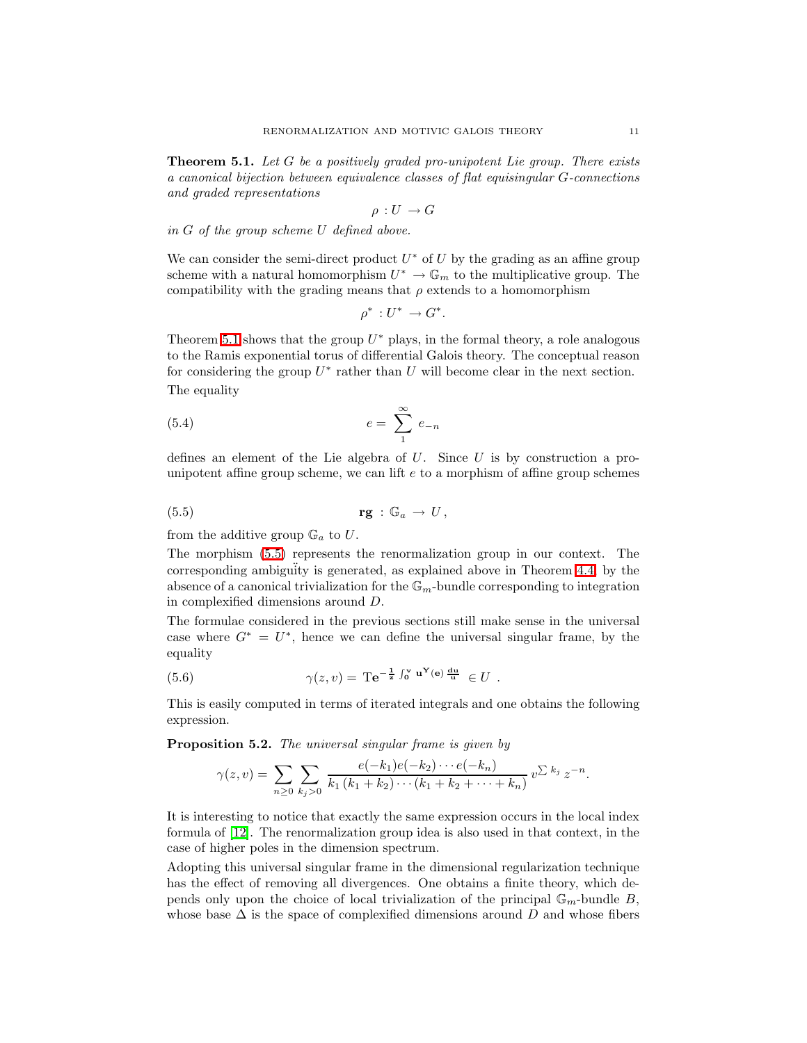**Theorem 5.1.** *Let $G$ be a positively graded pro-unipotent Lie group. There exists a canonical bijection between equivalence classes of flat equisingular $G$-connections and graded representations*

$$\rho : U \to G$$

*in $G$ of the group scheme $U$ defined above.*

We can consider the semi-direct product $U^*$ of $U$ by the grading as an affine group scheme with a natural homomorphism $U^* \to \mathbb{G}_m$ to the multiplicative group. The compatibility with the grading means that $\rho$ extends to a homomorphism

$$\rho^* : U^* \to G^*.$$

Theorem 5.1 shows that the group $U^*$ plays, in the formal theory, a role analogous to the Ramis exponential torus of differential Galois theory. The conceptual reason for considering the group $U^*$ rather than $U$ will become clear in the next section.

The equality

$$e = \sum_{1}^{\infty} e_{-n} \tag{5.4}$$

defines an element of the Lie algebra of $U$. Since $U$ is by construction a pro-unipotent affine group scheme, we can lift $e$ to a morphism of affine group schemes

$$\mathbf{rg} : \mathbb{G}_a \to U\,, \tag{5.5}$$

from the additive group $\mathbb{G}_a$ to $U$.

The morphism (5.5) represents the renormalization group in our context. The corresponding ambiguïty is generated, as explained above in Theorem 4.4, by the absence of a canonical trivialization for the $\mathbb{G}_m$-bundle corresponding to integration in complexified dimensions around $D$.

The formulae considered in the previous sections still make sense in the universal case where $G^* = U^*$, hence we can define the universal singular frame, by the equality

$$\gamma(z,v) = \mathrm{T}e^{-\frac{1}{z}\int_0^v u^{Y}(e)\,\frac{du}{u}} \in U\ . \tag{5.6}$$

This is easily computed in terms of iterated integrals and one obtains the following expression.

**Proposition 5.2.** *The universal singular frame is given by*

$$\gamma(z,v) = \sum_{n\geq 0} \sum_{k_j>0} \frac{e(-k_1)e(-k_2)\cdots e(-k_n)}{k_1\,(k_1+k_2)\cdots(k_1+k_2+\cdots+k_n)}\, v^{\sum k_j}\, z^{-n}.$$

It is interesting to notice that exactly the same expression occurs in the local index formula of [12]. The renormalization group idea is also used in that context, in the case of higher poles in the dimension spectrum.

Adopting this universal singular frame in the dimensional regularization technique has the effect of removing all divergences. One obtains a finite theory, which depends only upon the choice of local trivialization of the principal $\mathbb{G}_m$-bundle $B$, whose base $\Delta$ is the space of complexified dimensions around $D$ and whose fibers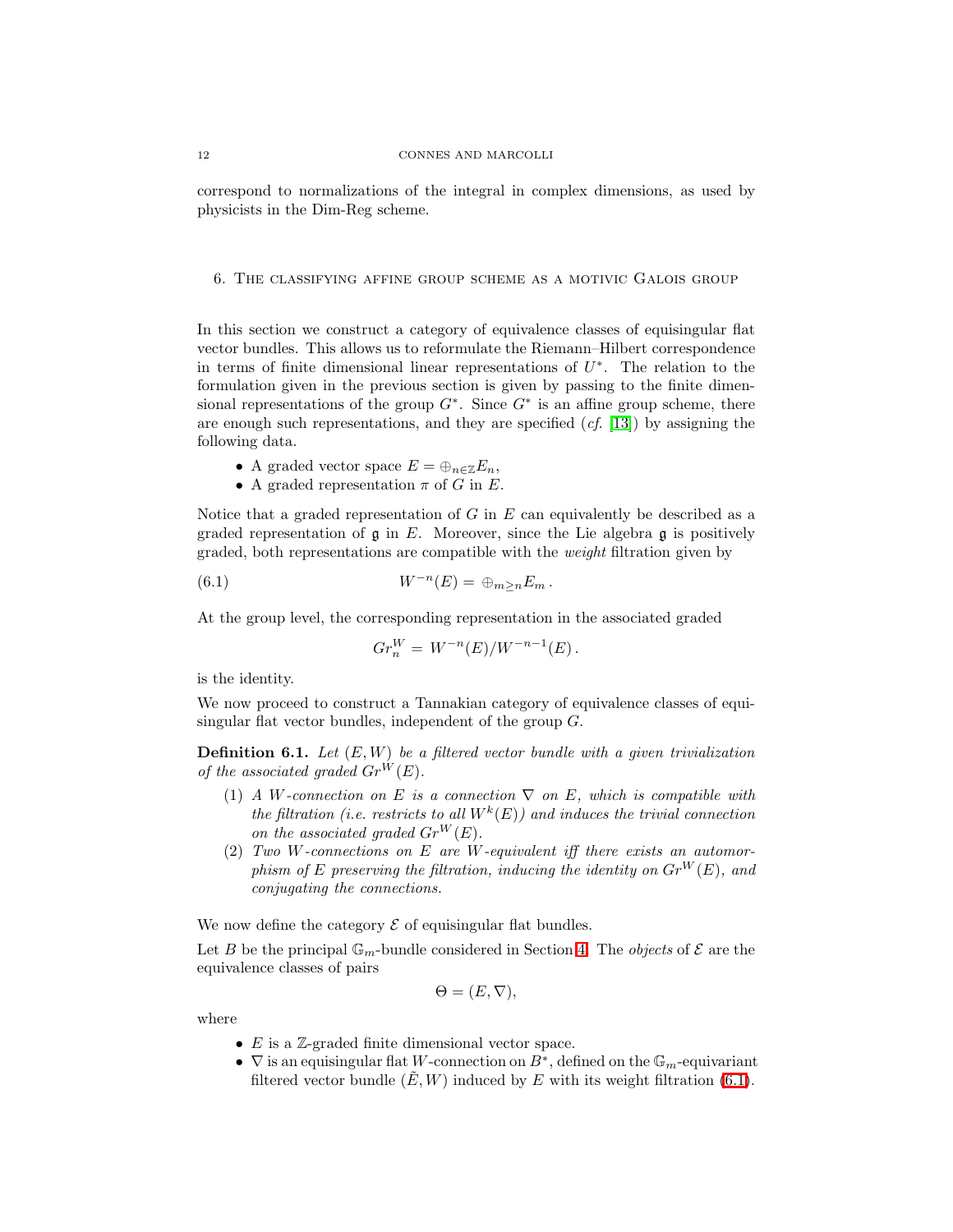correspond to normalizations of the integral in complex dimensions, as used by physicists in the Dim-Reg scheme.

## 6. The classifying affine group scheme as a motivic Galois group

In this section we construct a category of equivalence classes of equisingular flat vector bundles. This allows us to reformulate the Riemann–Hilbert correspondence in terms of finite dimensional linear representations of $U^*$. The relation to the formulation given in the previous section is given by passing to the finite dimensional representations of the group $G^*$. Since $G^*$ is an affine group scheme, there are enough such representations, and they are specified (*cf.* [13]) by assigning the following data.

- A graded vector space $E = \oplus_{n\in\mathbb{Z}} E_n$,
- A graded representation $\pi$ of $G$ in $E$.

Notice that a graded representation of $G$ in $E$ can equivalently be described as a graded representation of $\mathfrak{g}$ in $E$. Moreover, since the Lie algebra $\mathfrak{g}$ is positively graded, both representations are compatible with the *weight* filtration given by

$$W^{-n}(E) = \oplus_{m\geq n} E_m \,. \tag{6.1}$$

At the group level, the corresponding representation in the associated graded

$$Gr^W_n = W^{-n}(E)/W^{-n-1}(E) \,.$$

is the identity.

We now proceed to construct a Tannakian category of equivalence classes of equisingular flat vector bundles, independent of the group $G$.

**Definition 6.1.** *Let $(E, W)$ be a filtered vector bundle with a given trivialization of the associated graded $Gr^W(E)$.*

1. *A $W$-connection on $E$ is a connection $\nabla$ on $E$, which is compatible with the filtration (i.e. restricts to all $W^k(E)$) and induces the trivial connection on the associated graded $Gr^W(E)$.*
2. *Two $W$-connections on $E$ are $W$-equivalent iff there exists an automorphism of $E$ preserving the filtration, inducing the identity on $Gr^W(E)$, and conjugating the connections.*

We now define the category $\mathcal{E}$ of equisingular flat bundles.

Let $B$ be the principal $\mathbb{G}_m$-bundle considered in Section 4. The *objects* of $\mathcal{E}$ are the equivalence classes of pairs

$$\Theta = (E, \nabla),$$

where

- $E$ is a $\mathbb{Z}$-graded finite dimensional vector space.
- $\nabla$ is an equisingular flat $W$-connection on $B^*$, defined on the $\mathbb{G}_m$-equivariant filtered vector bundle $(\tilde{E}, W)$ induced by $E$ with its weight filtration (6.1).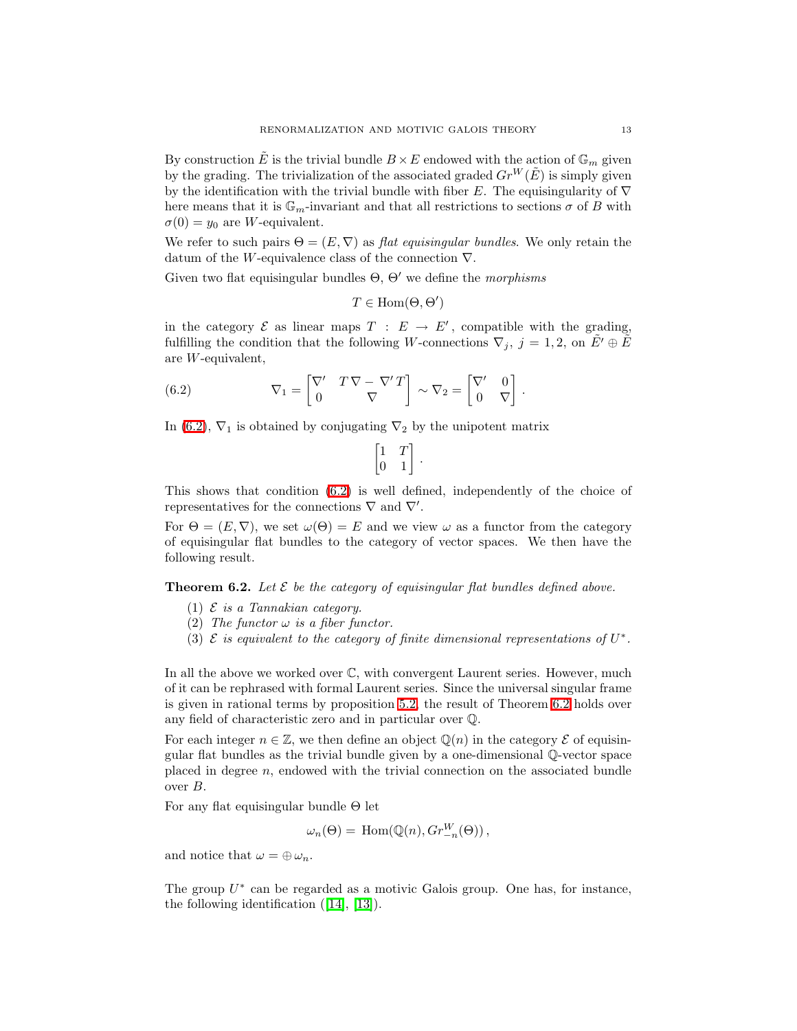By construction $\tilde{E}$ is the trivial bundle $B \times E$ endowed with the action of $\mathbb{G}_m$ given by the grading. The trivialization of the associated graded $Gr^W(\tilde{E})$ is simply given by the identification with the trivial bundle with fiber $E$. The equisingularity of $\nabla$ here means that it is $\mathbb{G}_m$-invariant and that all restrictions to sections $\sigma$ of $B$ with $\sigma(0) = y_0$ are $W$-equivalent.

We refer to such pairs $\Theta = (E, \nabla)$ as *flat equisingular bundles*. We only retain the datum of the $W$-equivalence class of the connection $\nabla$.

Given two flat equisingular bundles $\Theta$, $\Theta'$ we define the *morphisms*

$$T \in \operatorname{Hom}(\Theta, \Theta')$$

in the category $\mathcal{E}$ as linear maps $T : E \to E'$, compatible with the grading, fulfilling the condition that the following $W$-connections $\nabla_j$, $j = 1, 2$, on $\tilde{E'} \oplus \tilde{E}$ are $W$-equivalent,

$$\nabla_1 = \begin{bmatrix} \nabla' & T\,\nabla - \nabla'\,T \\ 0 & \nabla \end{bmatrix} \sim \nabla_2 = \begin{bmatrix} \nabla' & 0 \\ 0 & \nabla \end{bmatrix}. \tag{6.2}$$

In (6.2), $\nabla_1$ is obtained by conjugating $\nabla_2$ by the unipotent matrix

$$\begin{bmatrix} 1 & T \\ 0 & 1 \end{bmatrix}.$$

This shows that condition (6.2) is well defined, independently of the choice of representatives for the connections $\nabla$ and $\nabla'$.

For $\Theta = (E, \nabla)$, we set $\omega(\Theta) = E$ and we view $\omega$ as a functor from the category of equisingular flat bundles to the category of vector spaces. We then have the following result.

**Theorem 6.2.** *Let $\mathcal{E}$ be the category of equisingular flat bundles defined above.*

1. *$\mathcal{E}$ is a Tannakian category.*
2. *The functor $\omega$ is a fiber functor.*
3. *$\mathcal{E}$ is equivalent to the category of finite dimensional representations of $U^*$.*

In all the above we worked over $\mathbb{C}$, with convergent Laurent series. However, much of it can be rephrased with formal Laurent series. Since the universal singular frame is given in rational terms by proposition 5.2, the result of Theorem 6.2 holds over any field of characteristic zero and in particular over $\mathbb{Q}$.

For each integer $n \in \mathbb{Z}$, we then define an object $\mathbb{Q}(n)$ in the category $\mathcal{E}$ of equisingular flat bundles as the trivial bundle given by a one-dimensional $\mathbb{Q}$-vector space placed in degree $n$, endowed with the trivial connection on the associated bundle over $B$.

For any flat equisingular bundle $\Theta$ let

$$\omega_n(\Theta) = \operatorname{Hom}(\mathbb{Q}(n), Gr^W_{-n}(\Theta)),$$

and notice that $\omega = \oplus\, \omega_n$.

The group $U^*$ can be regarded as a motivic Galois group. One has, for instance, the following identification ([14], [13]).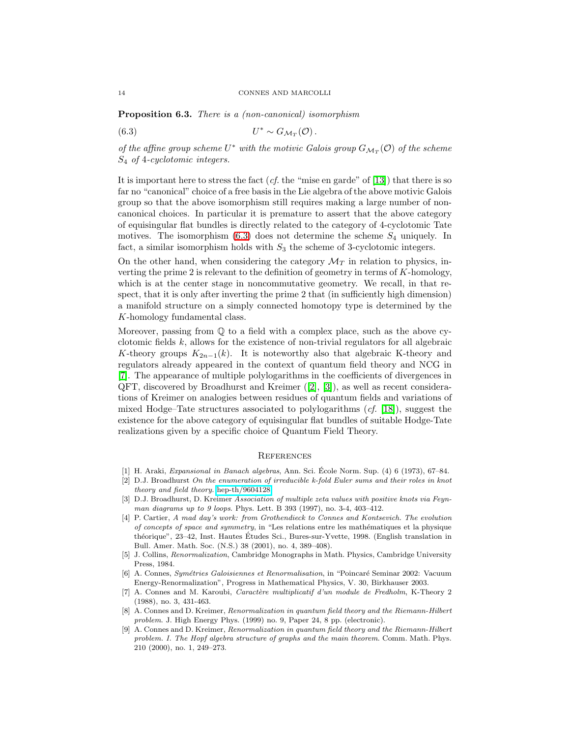**Proposition 6.3.** *There is a (non-canonical) isomorphism*

$$U^* \sim G_{\mathcal{M}_T}(\mathcal{O}). \tag{6.3}$$

*of the affine group scheme $U^*$ with the motivic Galois group $G_{\mathcal{M}_T}(\mathcal{O})$ of the scheme $S_4$ of 4-cyclotomic integers.*

It is important here to stress the fact (*cf.* the "mise en garde" of [13]) that there is so far no "canonical" choice of a free basis in the Lie algebra of the above motivic Galois group so that the above isomorphism still requires making a large number of non-canonical choices. In particular it is premature to assert that the above category of equisingular flat bundles is directly related to the category of 4-cyclotomic Tate motives. The isomorphism (6.3) does not determine the scheme $S_4$ uniquely. In fact, a similar isomorphism holds with $S_3$ the scheme of 3-cyclotomic integers.

On the other hand, when considering the category $\mathcal{M}_T$ in relation to physics, inverting the prime 2 is relevant to the definition of geometry in terms of $K$-homology, which is at the center stage in noncommutative geometry. We recall, in that respect, that it is only after inverting the prime 2 that (in sufficiently high dimension) a manifold structure on a simply connected homotopy type is determined by the $K$-homology fundamental class.

Moreover, passing from $\mathbb{Q}$ to a field with a complex place, such as the above cyclotomic fields $k$, allows for the existence of non-trivial regulators for all algebraic $K$-theory groups $K_{2n-1}(k)$. It is noteworthy also that algebraic K-theory and regulators already appeared in the context of quantum field theory and NCG in [7]. The appearance of multiple polylogarithms in the coefficients of divergences in QFT, discovered by Broadhurst and Kreimer ([2], [3]), as well as recent considerations of Kreimer on analogies between residues of quantum fields and variations of mixed Hodge–Tate structures associated to polylogarithms (*cf.* [18]), suggest the existence for the above category of equisingular flat bundles of suitable Hodge-Tate realizations given by a specific choice of Quantum Field Theory.

## References

[1] H. Araki, *Expansional in Banach algebras*, Ann. Sci. École Norm. Sup. (4) 6 (1973), 67–84.

[2] D.J. Broadhurst *On the enumeration of irreducible k-fold Euler sums and their roles in knot theory and field theory.* hep-th/9604128

[3] D.J. Broadhurst, D. Kreimer *Association of multiple zeta values with positive knots via Feynman diagrams up to 9 loops.* Phys. Lett. B 393 (1997), no. 3-4, 403–412.

[4] P. Cartier, *A mad day's work: from Grothendieck to Connes and Kontsevich. The evolution of concepts of space and symmetry*, in "Les relations entre les mathématiques et la physique théorique", 23–42, Inst. Hautes Études Sci., Bures-sur-Yvette, 1998. (English translation in Bull. Amer. Math. Soc. (N.S.) 38 (2001), no. 4, 389–408).

[5] J. Collins, *Renormalization*, Cambridge Monographs in Math. Physics, Cambridge University Press, 1984.

[6] A. Connes, *Symétries Galoisiennes et Renormalisation*, in "Poincaré Seminar 2002: Vacuum Energy-Renormalization", Progress in Mathematical Physics, V. 30, Birkhauser 2003.

[7] A. Connes and M. Karoubi, *Caractère multiplicatif d'un module de Fredholm*, K-Theory 2 (1988), no. 3, 431-463.

[8] A. Connes and D. Kreimer, *Renormalization in quantum field theory and the Riemann-Hilbert problem.* J. High Energy Phys. (1999) no. 9, Paper 24, 8 pp. (electronic).

[9] A. Connes and D. Kreimer, *Renormalization in quantum field theory and the Riemann-Hilbert problem. I. The Hopf algebra structure of graphs and the main theorem.* Comm. Math. Phys. 210 (2000), no. 1, 249–273.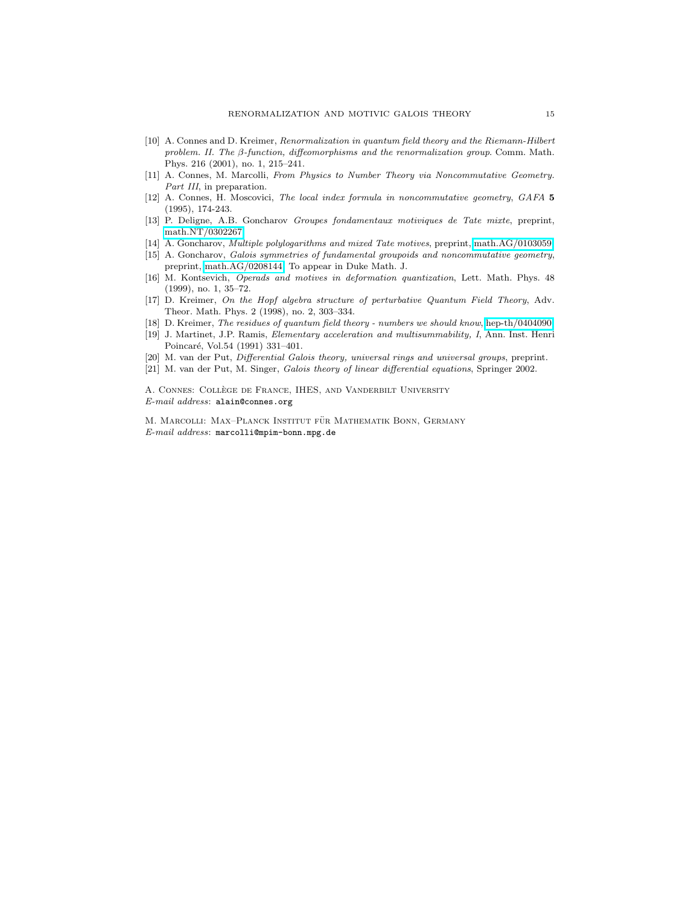[10] A. Connes and D. Kreimer, *Renormalization in quantum field theory and the Riemann-Hilbert problem. II. The β-function, diffeomorphisms and the renormalization group*. Comm. Math. Phys. 216 (2001), no. 1, 215–241.

[11] A. Connes, M. Marcolli, *From Physics to Number Theory via Noncommutative Geometry. Part III*, in preparation.

[12] A. Connes, H. Moscovici, *The local index formula in noncommutative geometry*, *GAFA* **5** (1995), 174-243.

[13] P. Deligne, A.B. Goncharov *Groupes fondamentaux motiviques de Tate mixte*, preprint, math.NT/0302267

[14] A. Goncharov, *Multiple polylogarithms and mixed Tate motives*, preprint, math.AG/0103059

[15] A. Goncharov, *Galois symmetries of fundamental groupoids and noncommutative geometry*, preprint, math.AG/0208144. To appear in Duke Math. J.

[16] M. Kontsevich, *Operads and motives in deformation quantization*, Lett. Math. Phys. 48 (1999), no. 1, 35–72.

[17] D. Kreimer, *On the Hopf algebra structure of perturbative Quantum Field Theory*, Adv. Theor. Math. Phys. 2 (1998), no. 2, 303–334.

[18] D. Kreimer, *The residues of quantum field theory - numbers we should know*, hep-th/0404090

[19] J. Martinet, J.P. Ramis, *Elementary acceleration and multisummability, I*, Ann. Inst. Henri Poincaré, Vol.54 (1991) 331–401.

[20] M. van der Put, *Differential Galois theory, universal rings and universal groups*, preprint.

[21] M. van der Put, M. Singer, *Galois theory of linear differential equations*, Springer 2002.

A. Connes: Collège de France, IHES, and Vanderbilt University
*E-mail address*: `alain@connes.org`

M. Marcolli: Max–Planck Institut für Mathematik Bonn, Germany
*E-mail address*: `marcolli@mpim-bonn.mpg.de`